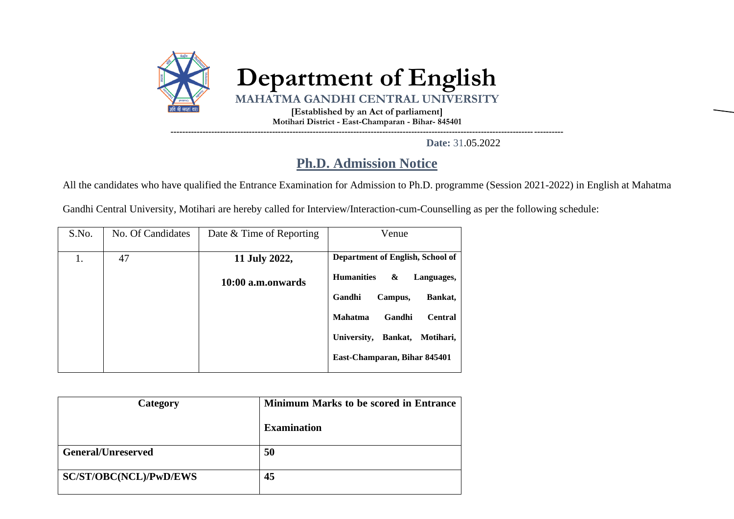# Department of English

**MAHATMA GANDHI CENTRAL UNIVERSITY**

**[Established by an Act of parliament]**

**Motihari District - East-Champaran - Bihar- 845401**

**Date:** 31.05.2022

## Ph.D. Admission Notice

All the candidates who have qualified the Entrance Examination for Admission to Ph.D. programme (Session 2021-2022) in English at Mahatma Gandhi Central University, Motihari are hereby called for Interview/Interaction-cum-Counselling as per the following schedule:

| S.No. | No. Of Candidates | Date & Time of Reporting | Venue |
|---|---|---|---|
| 1. | 47 | **11 July 2022, 10:00 a.m.onwards** | **Department of English, School of Humanities & Languages, Gandhi Campus, Bankat, Mahatma Gandhi Central University, Bankat, Motihari, East-Champaran, Bihar 845401** |

| Category | Minimum Marks to be scored in Entrance Examination |
|---|---|
| **General/Unreserved** | **50** |
| **SC/ST/OBC(NCL)/PwD/EWS** | **45** |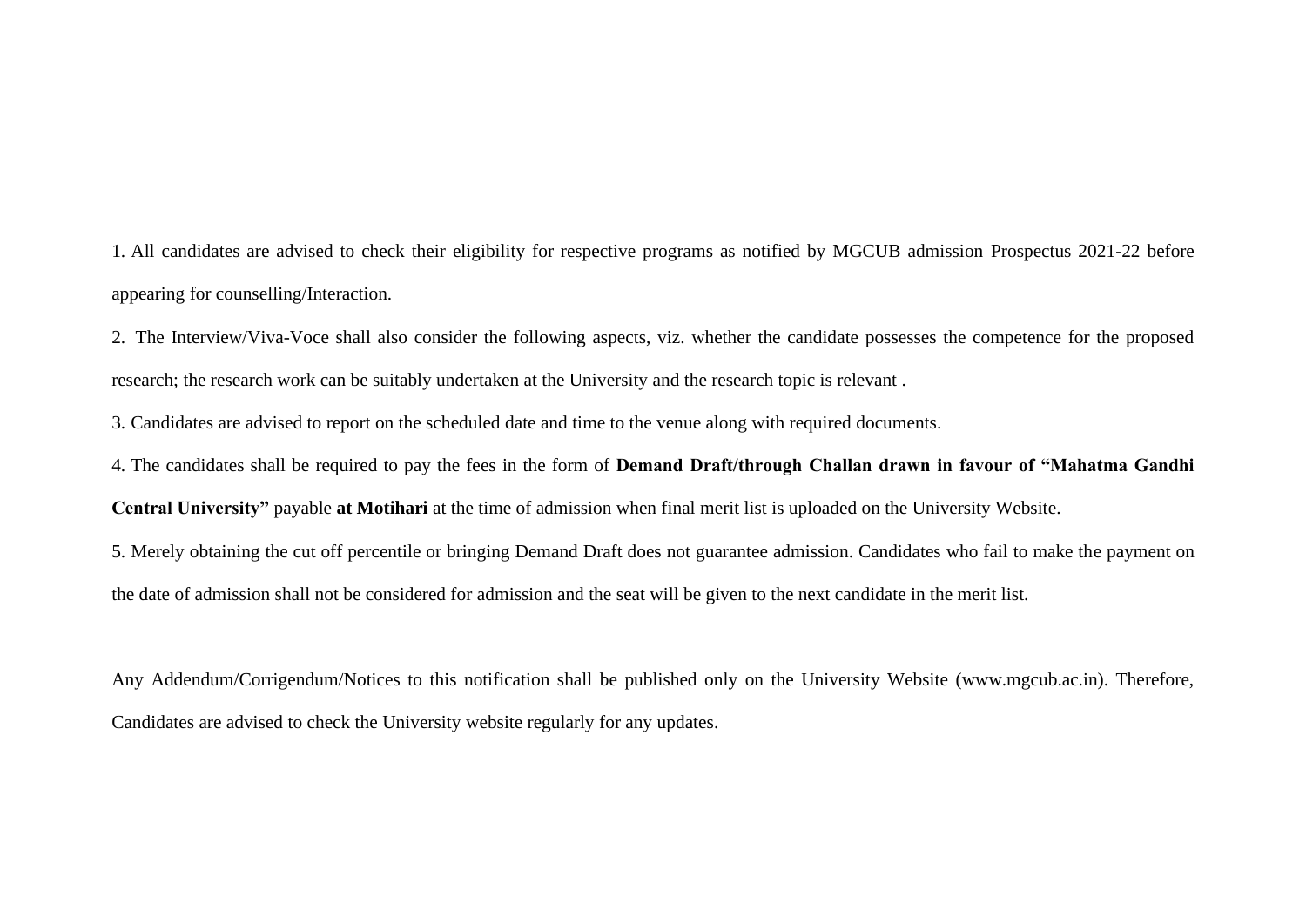1. All candidates are advised to check their eligibility for respective programs as notified by MGCUB admission Prospectus 2021-22 before appearing for counselling/Interaction.

2. The Interview/Viva-Voce shall also consider the following aspects, viz. whether the candidate possesses the competence for the proposed research; the research work can be suitably undertaken at the University and the research topic is relevant .

3. Candidates are advised to report on the scheduled date and time to the venue along with required documents.

4. The candidates shall be required to pay the fees in the form of **Demand Draft/through Challan drawn in favour of "Mahatma Gandhi Central University"** payable **at Motihari** at the time of admission when final merit list is uploaded on the University Website.

5. Merely obtaining the cut off percentile or bringing Demand Draft does not guarantee admission. Candidates who fail to make the payment on the date of admission shall not be considered for admission and the seat will be given to the next candidate in the merit list.

Any Addendum/Corrigendum/Notices to this notification shall be published only on the University Website (www.mgcub.ac.in). Therefore, Candidates are advised to check the University website regularly for any updates.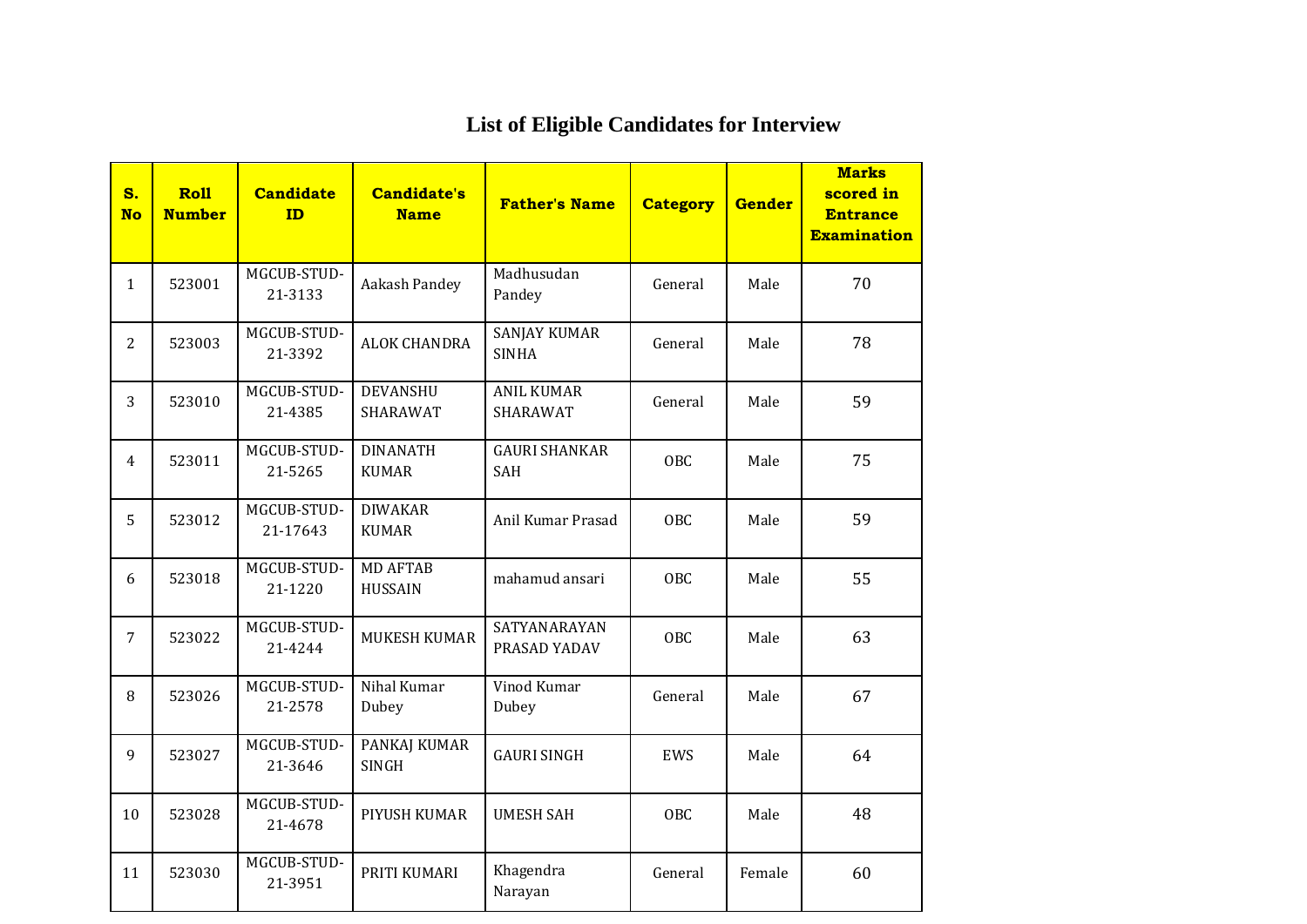## List of Eligible Candidates for Interview

| S. No | Roll Number | Candidate ID | Candidate's Name | Father's Name | Category | Gender | Marks scored in Entrance Examination |
|---|---|---|---|---|---|---|---|
| 1 | 523001 | MGCUB-STUD-21-3133 | Aakash Pandey | Madhusudan Pandey | General | Male | 70 |
| 2 | 523003 | MGCUB-STUD-21-3392 | ALOK CHANDRA | SANJAY KUMAR SINHA | General | Male | 78 |
| 3 | 523010 | MGCUB-STUD-21-4385 | DEVANSHU SHARAWAT | ANIL KUMAR SHARAWAT | General | Male | 59 |
| 4 | 523011 | MGCUB-STUD-21-5265 | DINANATH KUMAR | GAURI SHANKAR SAH | OBC | Male | 75 |
| 5 | 523012 | MGCUB-STUD-21-17643 | DIWAKAR KUMAR | Anil Kumar Prasad | OBC | Male | 59 |
| 6 | 523018 | MGCUB-STUD-21-1220 | MD AFTAB HUSSAIN | mahamud ansari | OBC | Male | 55 |
| 7 | 523022 | MGCUB-STUD-21-4244 | MUKESH KUMAR | SATYANARAYAN PRASAD YADAV | OBC | Male | 63 |
| 8 | 523026 | MGCUB-STUD-21-2578 | Nihal Kumar Dubey | Vinod Kumar Dubey | General | Male | 67 |
| 9 | 523027 | MGCUB-STUD-21-3646 | PANKAJ KUMAR SINGH | GAURI SINGH | EWS | Male | 64 |
| 10 | 523028 | MGCUB-STUD-21-4678 | PIYUSH KUMAR | UMESH SAH | OBC | Male | 48 |
| 11 | 523030 | MGCUB-STUD-21-3951 | PRITI KUMARI | Khagendra Narayan | General | Female | 60 |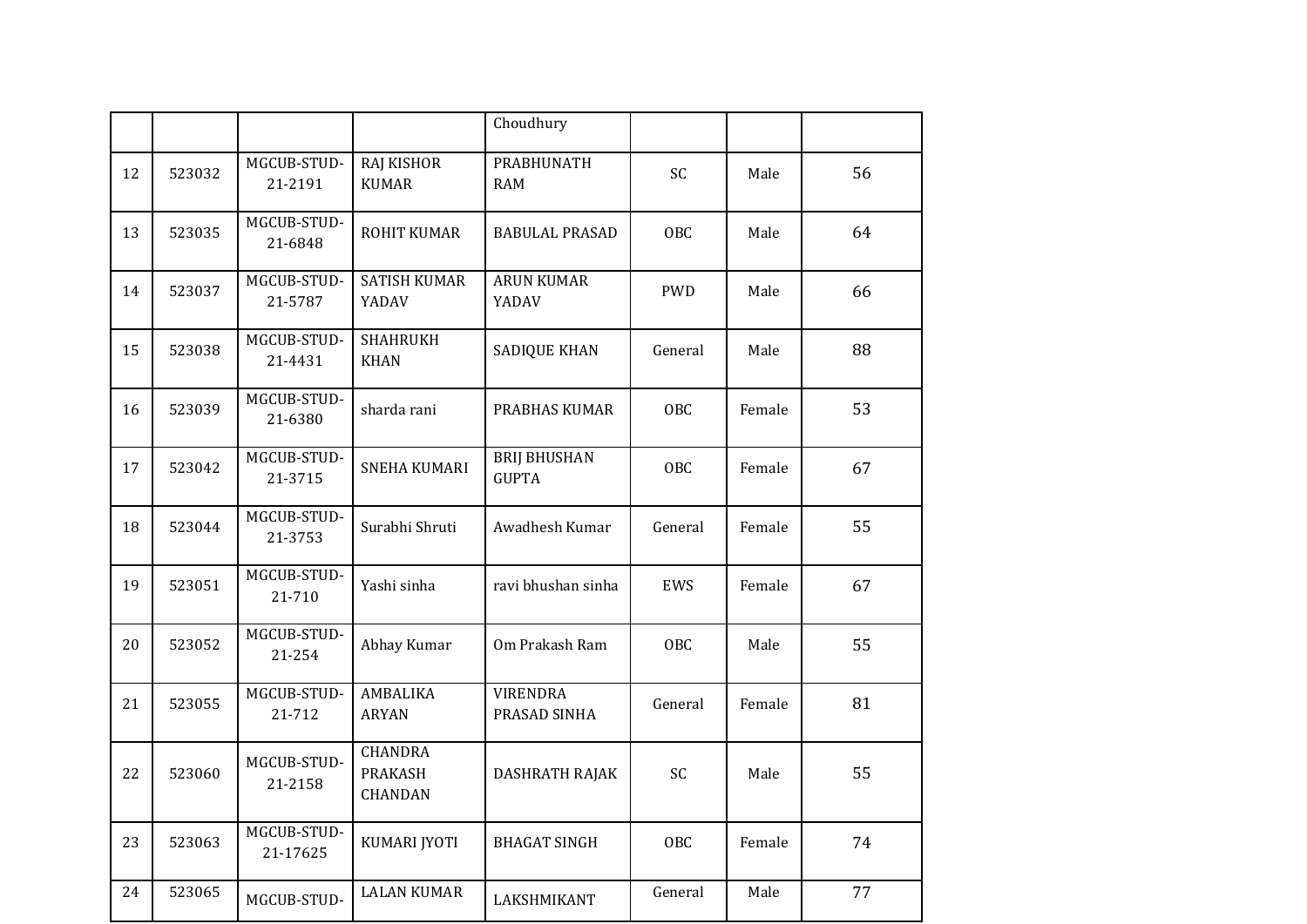| | | | | Choudhury | | | |
|---|---|---|---|---|---|---|---|
| 12 | 523032 | MGCUB-STUD-21-2191 | RAJ KISHOR KUMAR | PRABHUNATH RAM | SC | Male | 56 |
| 13 | 523035 | MGCUB-STUD-21-6848 | ROHIT KUMAR | BABULAL PRASAD | OBC | Male | 64 |
| 14 | 523037 | MGCUB-STUD-21-5787 | SATISH KUMAR YADAV | ARUN KUMAR YADAV | PWD | Male | 66 |
| 15 | 523038 | MGCUB-STUD-21-4431 | SHAHRUKH KHAN | SADIQUE KHAN | General | Male | 88 |
| 16 | 523039 | MGCUB-STUD-21-6380 | sharda rani | PRABHAS KUMAR | OBC | Female | 53 |
| 17 | 523042 | MGCUB-STUD-21-3715 | SNEHA KUMARI | BRIJ BHUSHAN GUPTA | OBC | Female | 67 |
| 18 | 523044 | MGCUB-STUD-21-3753 | Surabhi Shruti | Awadhesh Kumar | General | Female | 55 |
| 19 | 523051 | MGCUB-STUD-21-710 | Yashi sinha | ravi bhushan sinha | EWS | Female | 67 |
| 20 | 523052 | MGCUB-STUD-21-254 | Abhay Kumar | Om Prakash Ram | OBC | Male | 55 |
| 21 | 523055 | MGCUB-STUD-21-712 | AMBALIKA ARYAN | VIRENDRA PRASAD SINHA | General | Female | 81 |
| 22 | 523060 | MGCUB-STUD-21-2158 | CHANDRA PRAKASH CHANDAN | DASHRATH RAJAK | SC | Male | 55 |
| 23 | 523063 | MGCUB-STUD-21-17625 | KUMARI JYOTI | BHAGAT SINGH | OBC | Female | 74 |
| 24 | 523065 | MGCUB-STUD- | LALAN KUMAR | LAKSHMIKANT | General | Male | 77 |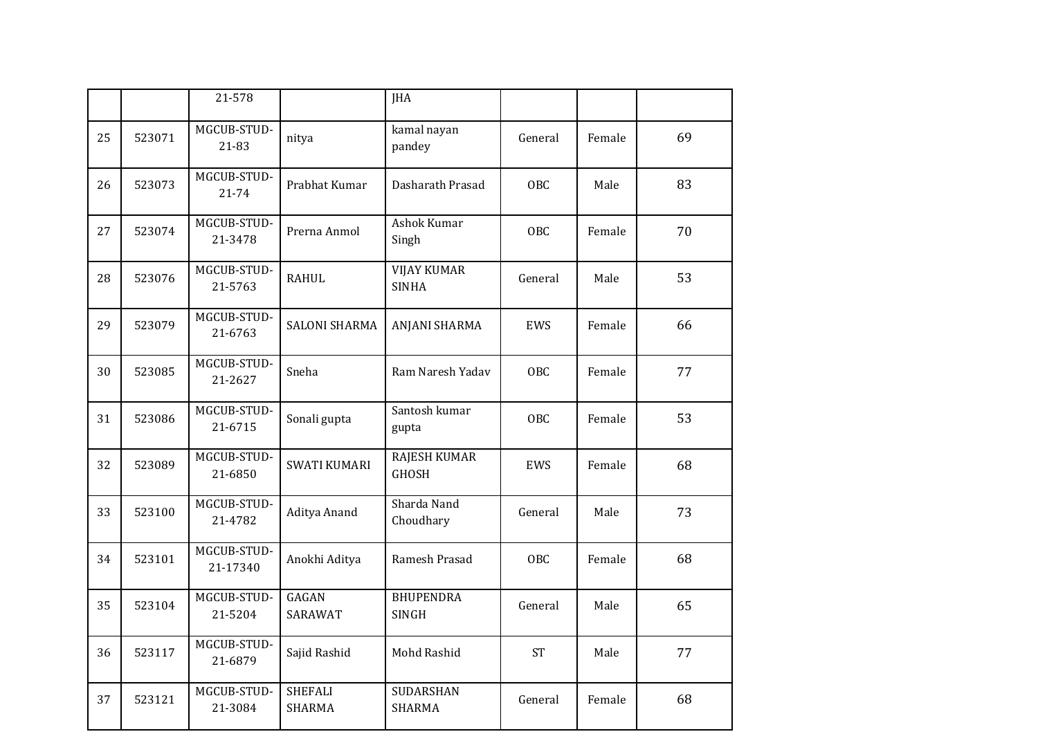| | | 21-578 | | JHA | | | |
|---|---|---|---|---|---|---|---|
| 25 | 523071 | MGCUB-STUD-21-83 | nitya | kamal nayan pandey | General | Female | 69 |
| 26 | 523073 | MGCUB-STUD-21-74 | Prabhat Kumar | Dasharath Prasad | OBC | Male | 83 |
| 27 | 523074 | MGCUB-STUD-21-3478 | Prerna Anmol | Ashok Kumar Singh | OBC | Female | 70 |
| 28 | 523076 | MGCUB-STUD-21-5763 | RAHUL | VIJAY KUMAR SINHA | General | Male | 53 |
| 29 | 523079 | MGCUB-STUD-21-6763 | SALONI SHARMA | ANJANI SHARMA | EWS | Female | 66 |
| 30 | 523085 | MGCUB-STUD-21-2627 | Sneha | Ram Naresh Yadav | OBC | Female | 77 |
| 31 | 523086 | MGCUB-STUD-21-6715 | Sonali gupta | Santosh kumar gupta | OBC | Female | 53 |
| 32 | 523089 | MGCUB-STUD-21-6850 | SWATI KUMARI | RAJESH KUMAR GHOSH | EWS | Female | 68 |
| 33 | 523100 | MGCUB-STUD-21-4782 | Aditya Anand | Sharda Nand Choudhary | General | Male | 73 |
| 34 | 523101 | MGCUB-STUD-21-17340 | Anokhi Aditya | Ramesh Prasad | OBC | Female | 68 |
| 35 | 523104 | MGCUB-STUD-21-5204 | GAGAN SARAWAT | BHUPENDRA SINGH | General | Male | 65 |
| 36 | 523117 | MGCUB-STUD-21-6879 | Sajid Rashid | Mohd Rashid | ST | Male | 77 |
| 37 | 523121 | MGCUB-STUD-21-3084 | SHEFALI SHARMA | SUDARSHAN SHARMA | General | Female | 68 |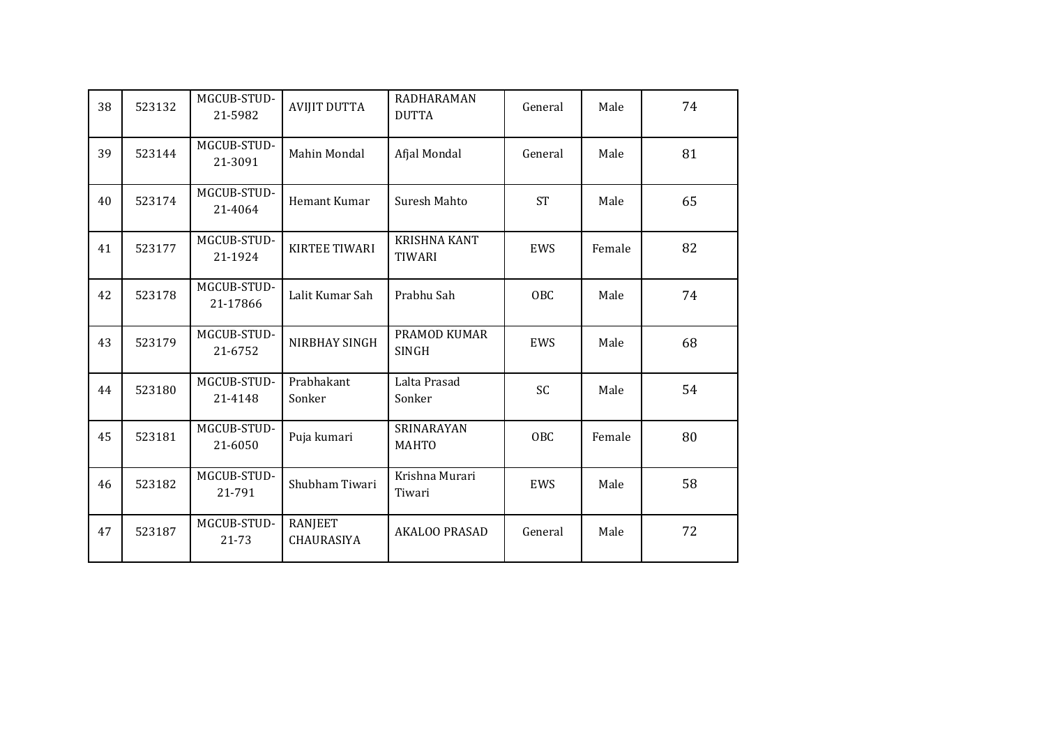| | | | | | | | |
|---|---|---|---|---|---|---|---|
| 38 | 523132 | MGCUB-STUD-21-5982 | AVIJIT DUTTA | RADHARAMAN DUTTA | General | Male | 74 |
| 39 | 523144 | MGCUB-STUD-21-3091 | Mahin Mondal | Afjal Mondal | General | Male | 81 |
| 40 | 523174 | MGCUB-STUD-21-4064 | Hemant Kumar | Suresh Mahto | ST | Male | 65 |
| 41 | 523177 | MGCUB-STUD-21-1924 | KIRTEE TIWARI | KRISHNA KANT TIWARI | EWS | Female | 82 |
| 42 | 523178 | MGCUB-STUD-21-17866 | Lalit Kumar Sah | Prabhu Sah | OBC | Male | 74 |
| 43 | 523179 | MGCUB-STUD-21-6752 | NIRBHAY SINGH | PRAMOD KUMAR SINGH | EWS | Male | 68 |
| 44 | 523180 | MGCUB-STUD-21-4148 | Prabhakant Sonker | Lalta Prasad Sonker | SC | Male | 54 |
| 45 | 523181 | MGCUB-STUD-21-6050 | Puja kumari | SRINARAYAN MAHTO | OBC | Female | 80 |
| 46 | 523182 | MGCUB-STUD-21-791 | Shubham Tiwari | Krishna Murari Tiwari | EWS | Male | 58 |
| 47 | 523187 | MGCUB-STUD-21-73 | RANJEET CHAURASIYA | AKALOO PRASAD | General | Male | 72 |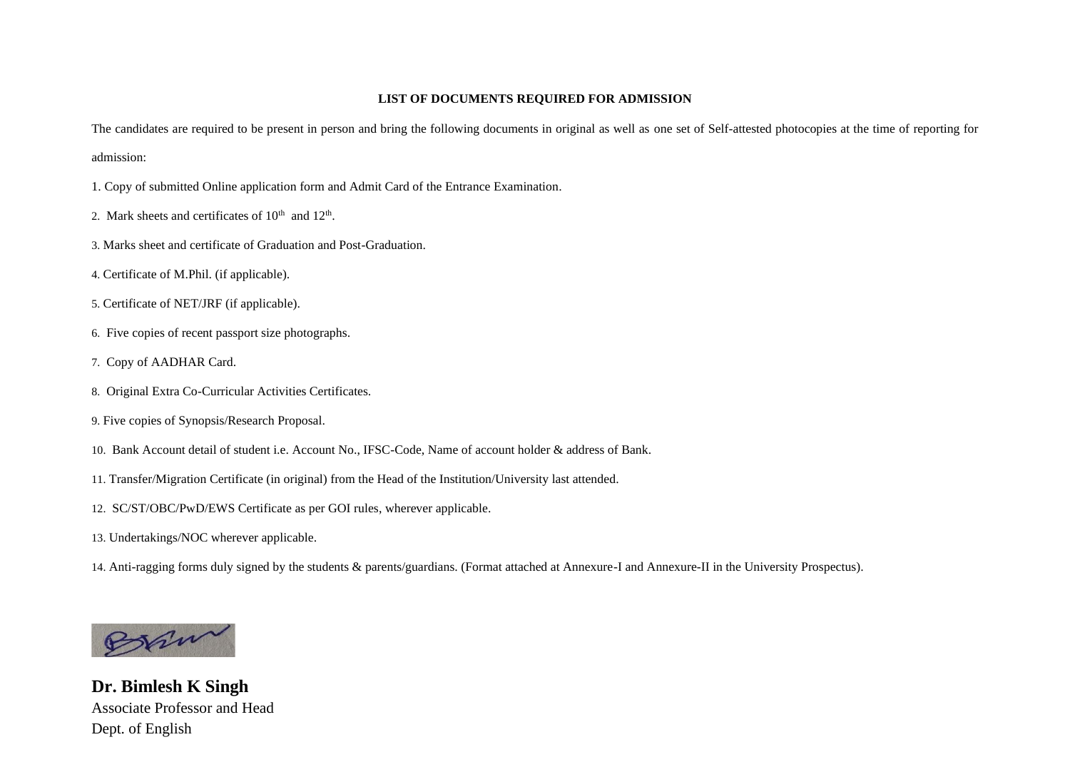**LIST OF DOCUMENTS REQUIRED FOR ADMISSION**

The candidates are required to be present in person and bring the following documents in original as well as one set of Self-attested photocopies at the time of reporting for admission:

1. Copy of submitted Online application form and Admit Card of the Entrance Examination.
2. Mark sheets and certificates of 10th and 12th.
3. Marks sheet and certificate of Graduation and Post-Graduation.
4. Certificate of M.Phil. (if applicable).
5. Certificate of NET/JRF (if applicable).
6. Five copies of recent passport size photographs.
7. Copy of AADHAR Card.
8. Original Extra Co-Curricular Activities Certificates.
9. Five copies of Synopsis/Research Proposal.
10. Bank Account detail of student i.e. Account No., IFSC-Code, Name of account holder & address of Bank.
11. Transfer/Migration Certificate (in original) from the Head of the Institution/University last attended.
12. SC/ST/OBC/PwD/EWS Certificate as per GOI rules, wherever applicable.
13. Undertakings/NOC wherever applicable.
14. Anti-ragging forms duly signed by the students & parents/guardians. (Format attached at Annexure-I and Annexure-II in the University Prospectus).

**Dr. Bimlesh K Singh**
Associate Professor and Head
Dept. of English